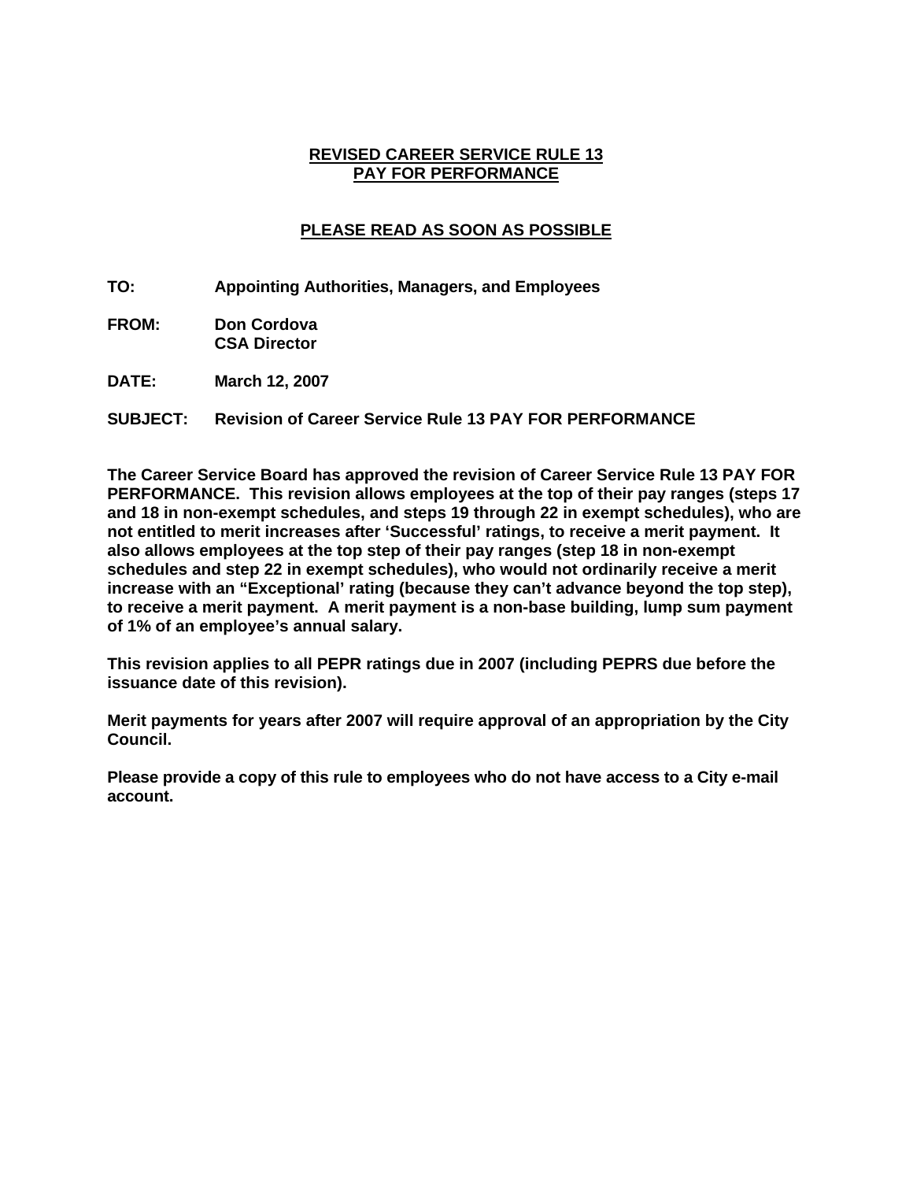**REVISED CAREER SERVICE RULE 13**
**PAY FOR PERFORMANCE**

**PLEASE READ AS SOON AS POSSIBLE**

**TO:** Appointing Authorities, Managers, and Employees

**FROM:** Don Cordova
CSA Director

**DATE:** March 12, 2007

**SUBJECT:** Revision of Career Service Rule 13 PAY FOR PERFORMANCE

**The Career Service Board has approved the revision of Career Service Rule 13 PAY FOR PERFORMANCE. This revision allows employees at the top of their pay ranges (steps 17 and 18 in non-exempt schedules, and steps 19 through 22 in exempt schedules), who are not entitled to merit increases after 'Successful' ratings, to receive a merit payment. It also allows employees at the top step of their pay ranges (step 18 in non-exempt schedules and step 22 in exempt schedules), who would not ordinarily receive a merit increase with an "Exceptional' rating (because they can't advance beyond the top step), to receive a merit payment. A merit payment is a non-base building, lump sum payment of 1% of an employee's annual salary.**

**This revision applies to all PEPR ratings due in 2007 (including PEPRS due before the issuance date of this revision).**

**Merit payments for years after 2007 will require approval of an appropriation by the City Council.**

**Please provide a copy of this rule to employees who do not have access to a City e-mail account.**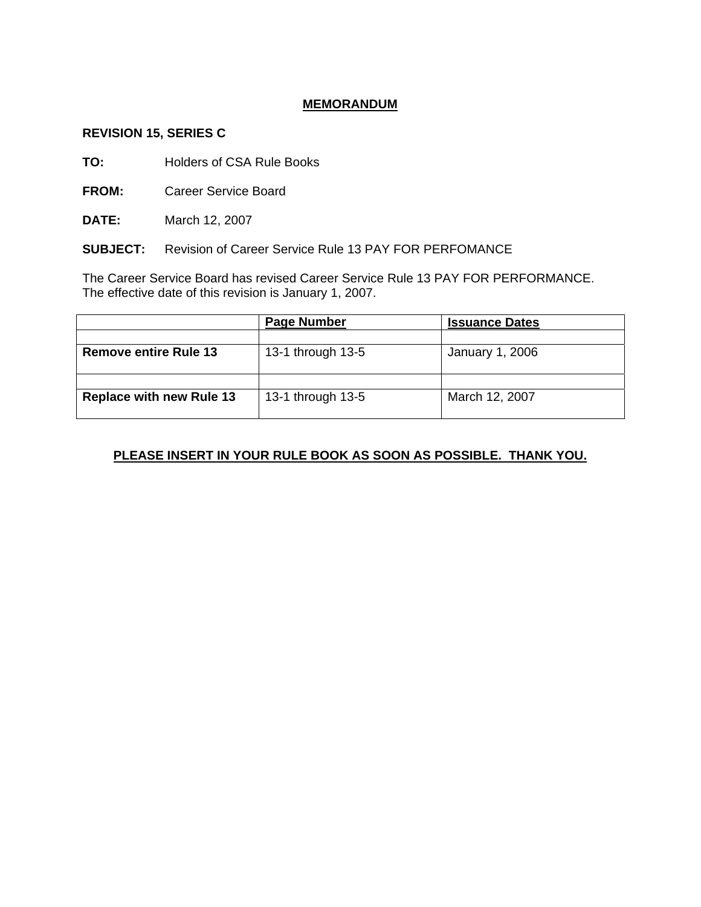# MEMORANDUM

**REVISION 15, SERIES C**

**TO:** Holders of CSA Rule Books

**FROM:** Career Service Board

**DATE:** March 12, 2007

**SUBJECT:** Revision of Career Service Rule 13 PAY FOR PERFOMANCE

The Career Service Board has revised Career Service Rule 13 PAY FOR PERFORMANCE. The effective date of this revision is January 1, 2007.

| | Page Number | Issuance Dates |
|---|---|---|
| | | |
| **Remove entire Rule 13** | 13-1 through 13-5 | January 1, 2006 |
| | | |
| **Replace with new Rule 13** | 13-1 through 13-5 | March 12, 2007 |

**PLEASE INSERT IN YOUR RULE BOOK AS SOON AS POSSIBLE. THANK YOU.**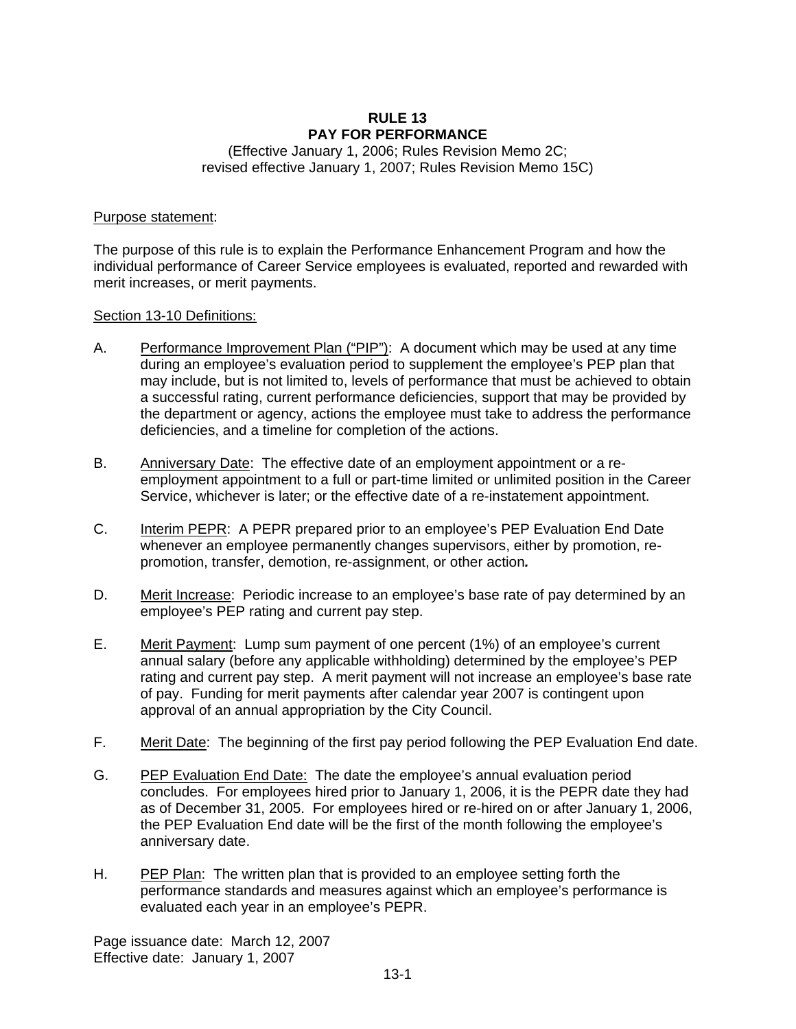# RULE 13
# PAY FOR PERFORMANCE

(Effective January 1, 2006; Rules Revision Memo 2C;
revised effective January 1, 2007; Rules Revision Memo 15C)

Purpose statement:

The purpose of this rule is to explain the Performance Enhancement Program and how the individual performance of Career Service employees is evaluated, reported and rewarded with merit increases, or merit payments.

Section 13-10 Definitions:

A. Performance Improvement Plan ("PIP"): A document which may be used at any time during an employee's evaluation period to supplement the employee's PEP plan that may include, but is not limited to, levels of performance that must be achieved to obtain a successful rating, current performance deficiencies, support that may be provided by the department or agency, actions the employee must take to address the performance deficiencies, and a timeline for completion of the actions.

B. Anniversary Date: The effective date of an employment appointment or a re-employment appointment to a full or part-time limited or unlimited position in the Career Service, whichever is later; or the effective date of a re-instatement appointment.

C. Interim PEPR: A PEPR prepared prior to an employee's PEP Evaluation End Date whenever an employee permanently changes supervisors, either by promotion, re-promotion, transfer, demotion, re-assignment, or other action***.***

D. Merit Increase: Periodic increase to an employee's base rate of pay determined by an employee's PEP rating and current pay step.

E. Merit Payment: Lump sum payment of one percent (1%) of an employee's current annual salary (before any applicable withholding) determined by the employee's PEP rating and current pay step. A merit payment will not increase an employee's base rate of pay. Funding for merit payments after calendar year 2007 is contingent upon approval of an annual appropriation by the City Council.

F. Merit Date: The beginning of the first pay period following the PEP Evaluation End date.

G. PEP Evaluation End Date: The date the employee's annual evaluation period concludes. For employees hired prior to January 1, 2006, it is the PEPR date they had as of December 31, 2005. For employees hired or re-hired on or after January 1, 2006, the PEP Evaluation End date will be the first of the month following the employee's anniversary date.

H. PEP Plan: The written plan that is provided to an employee setting forth the performance standards and measures against which an employee's performance is evaluated each year in an employee's PEPR.

Page issuance date: March 12, 2007
Effective date: January 1, 2007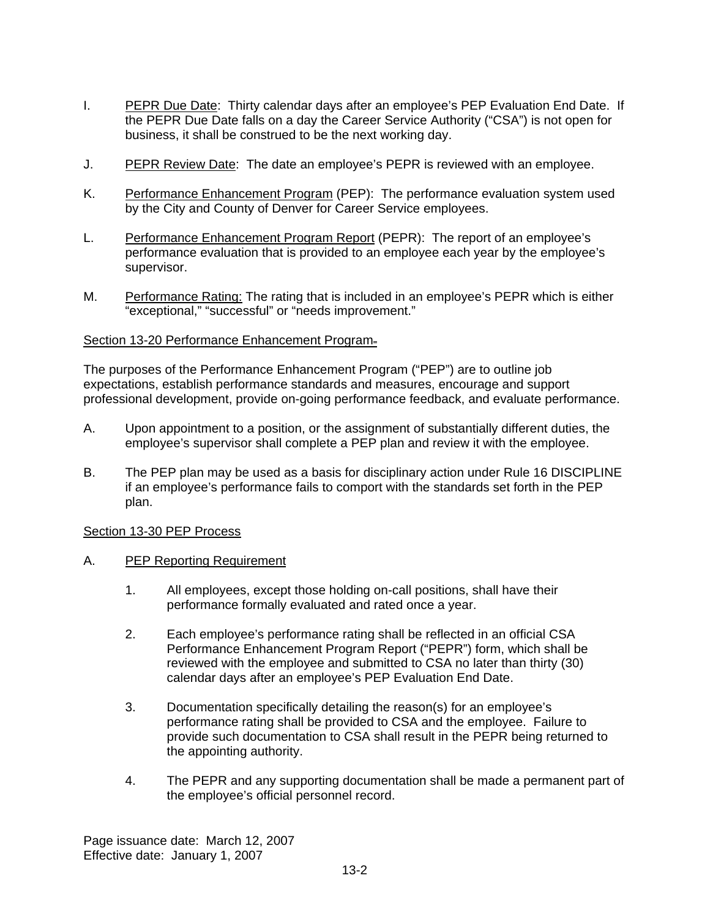I. PEPR Due Date: Thirty calendar days after an employee's PEP Evaluation End Date. If the PEPR Due Date falls on a day the Career Service Authority ("CSA") is not open for business, it shall be construed to be the next working day.

J. PEPR Review Date: The date an employee's PEPR is reviewed with an employee.

K. Performance Enhancement Program (PEP): The performance evaluation system used by the City and County of Denver for Career Service employees.

L. Performance Enhancement Program Report (PEPR): The report of an employee's performance evaluation that is provided to an employee each year by the employee's supervisor.

M. Performance Rating: The rating that is included in an employee's PEPR which is either "exceptional," "successful" or "needs improvement."

Section 13-20 Performance Enhancement Program

The purposes of the Performance Enhancement Program ("PEP") are to outline job expectations, establish performance standards and measures, encourage and support professional development, provide on-going performance feedback, and evaluate performance.

A. Upon appointment to a position, or the assignment of substantially different duties, the employee's supervisor shall complete a PEP plan and review it with the employee.

B. The PEP plan may be used as a basis for disciplinary action under Rule 16 DISCIPLINE if an employee's performance fails to comport with the standards set forth in the PEP plan.

Section 13-30 PEP Process

A. PEP Reporting Requirement

   1. All employees, except those holding on-call positions, shall have their performance formally evaluated and rated once a year.

   2. Each employee's performance rating shall be reflected in an official CSA Performance Enhancement Program Report ("PEPR") form, which shall be reviewed with the employee and submitted to CSA no later than thirty (30) calendar days after an employee's PEP Evaluation End Date.

   3. Documentation specifically detailing the reason(s) for an employee's performance rating shall be provided to CSA and the employee. Failure to provide such documentation to CSA shall result in the PEPR being returned to the appointing authority.

   4. The PEPR and any supporting documentation shall be made a permanent part of the employee's official personnel record.

Page issuance date: March 12, 2007
Effective date: January 1, 2007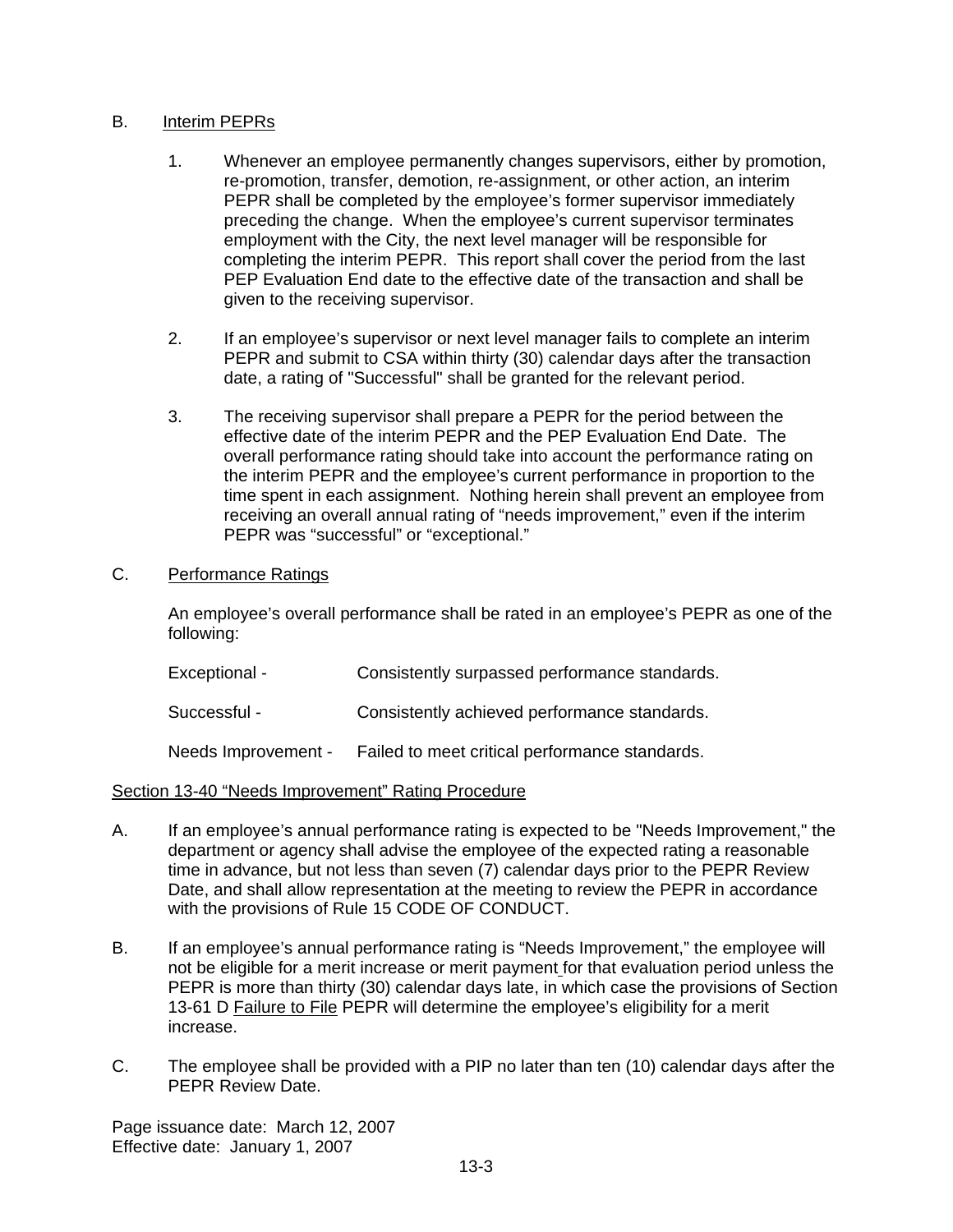B. Interim PEPRs

1. Whenever an employee permanently changes supervisors, either by promotion, re-promotion, transfer, demotion, re-assignment, or other action, an interim PEPR shall be completed by the employee's former supervisor immediately preceding the change. When the employee's current supervisor terminates employment with the City, the next level manager will be responsible for completing the interim PEPR. This report shall cover the period from the last PEP Evaluation End date to the effective date of the transaction and shall be given to the receiving supervisor.

2. If an employee's supervisor or next level manager fails to complete an interim PEPR and submit to CSA within thirty (30) calendar days after the transaction date, a rating of "Successful" shall be granted for the relevant period.

3. The receiving supervisor shall prepare a PEPR for the period between the effective date of the interim PEPR and the PEP Evaluation End Date. The overall performance rating should take into account the performance rating on the interim PEPR and the employee's current performance in proportion to the time spent in each assignment. Nothing herein shall prevent an employee from receiving an overall annual rating of "needs improvement," even if the interim PEPR was "successful" or "exceptional."

C. Performance Ratings

An employee's overall performance shall be rated in an employee's PEPR as one of the following:

| | |
|---|---|
| Exceptional - | Consistently surpassed performance standards. |
| Successful - | Consistently achieved performance standards. |
| Needs Improvement - | Failed to meet critical performance standards. |

Section 13-40 "Needs Improvement" Rating Procedure

A. If an employee's annual performance rating is expected to be "Needs Improvement," the department or agency shall advise the employee of the expected rating a reasonable time in advance, but not less than seven (7) calendar days prior to the PEPR Review Date, and shall allow representation at the meeting to review the PEPR in accordance with the provisions of Rule 15 CODE OF CONDUCT.

B. If an employee's annual performance rating is "Needs Improvement," the employee will not be eligible for a merit increase or merit payment for that evaluation period unless the PEPR is more than thirty (30) calendar days late, in which case the provisions of Section 13-61 D Failure to File PEPR will determine the employee's eligibility for a merit increase.

C. The employee shall be provided with a PIP no later than ten (10) calendar days after the PEPR Review Date.

Page issuance date: March 12, 2007
Effective date: January 1, 2007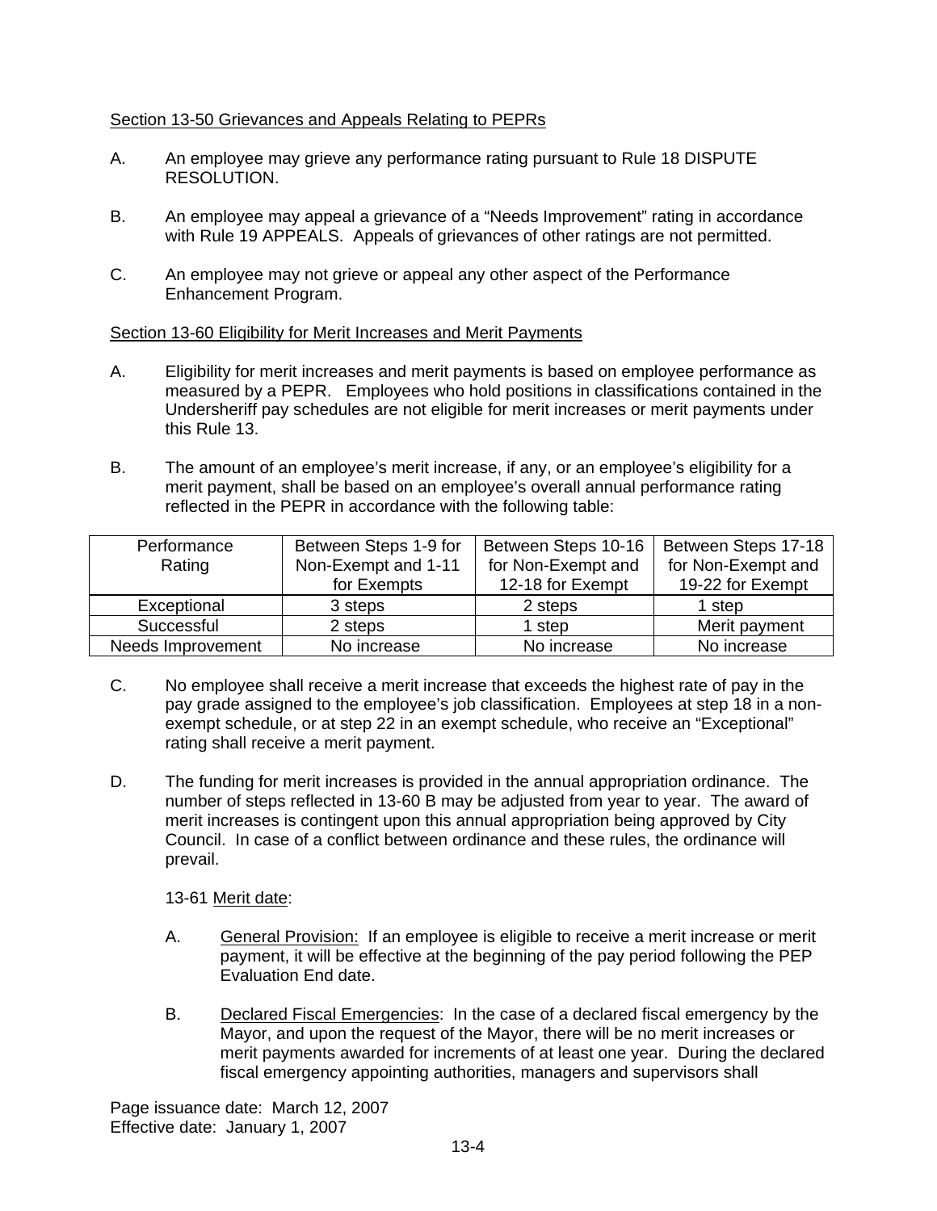Section 13-50 Grievances and Appeals Relating to PEPRs

A. An employee may grieve any performance rating pursuant to Rule 18 DISPUTE RESOLUTION.

B. An employee may appeal a grievance of a "Needs Improvement" rating in accordance with Rule 19 APPEALS. Appeals of grievances of other ratings are not permitted.

C. An employee may not grieve or appeal any other aspect of the Performance Enhancement Program.

Section 13-60 Eligibility for Merit Increases and Merit Payments

A. Eligibility for merit increases and merit payments is based on employee performance as measured by a PEPR. Employees who hold positions in classifications contained in the Undersheriff pay schedules are not eligible for merit increases or merit payments under this Rule 13.

B. The amount of an employee's merit increase, if any, or an employee's eligibility for a merit payment, shall be based on an employee's overall annual performance rating reflected in the PEPR in accordance with the following table:

| Performance Rating | Between Steps 1-9 for Non-Exempt and 1-11 for Exempts | Between Steps 10-16 for Non-Exempt and 12-18 for Exempt | Between Steps 17-18 for Non-Exempt and 19-22 for Exempt |
|---|---|---|---|
| Exceptional | 3 steps | 2 steps | 1 step |
| Successful | 2 steps | 1 step | Merit payment |
| Needs Improvement | No increase | No increase | No increase |

C. No employee shall receive a merit increase that exceeds the highest rate of pay in the pay grade assigned to the employee's job classification. Employees at step 18 in a non-exempt schedule, or at step 22 in an exempt schedule, who receive an "Exceptional" rating shall receive a merit payment.

D. The funding for merit increases is provided in the annual appropriation ordinance. The number of steps reflected in 13-60 B may be adjusted from year to year. The award of merit increases is contingent upon this annual appropriation being approved by City Council. In case of a conflict between ordinance and these rules, the ordinance will prevail.

13-61 Merit date:

A. General Provision: If an employee is eligible to receive a merit increase or merit payment, it will be effective at the beginning of the pay period following the PEP Evaluation End date.

B. Declared Fiscal Emergencies: In the case of a declared fiscal emergency by the Mayor, and upon the request of the Mayor, there will be no merit increases or merit payments awarded for increments of at least one year. During the declared fiscal emergency appointing authorities, managers and supervisors shall

Page issuance date: March 12, 2007
Effective date: January 1, 2007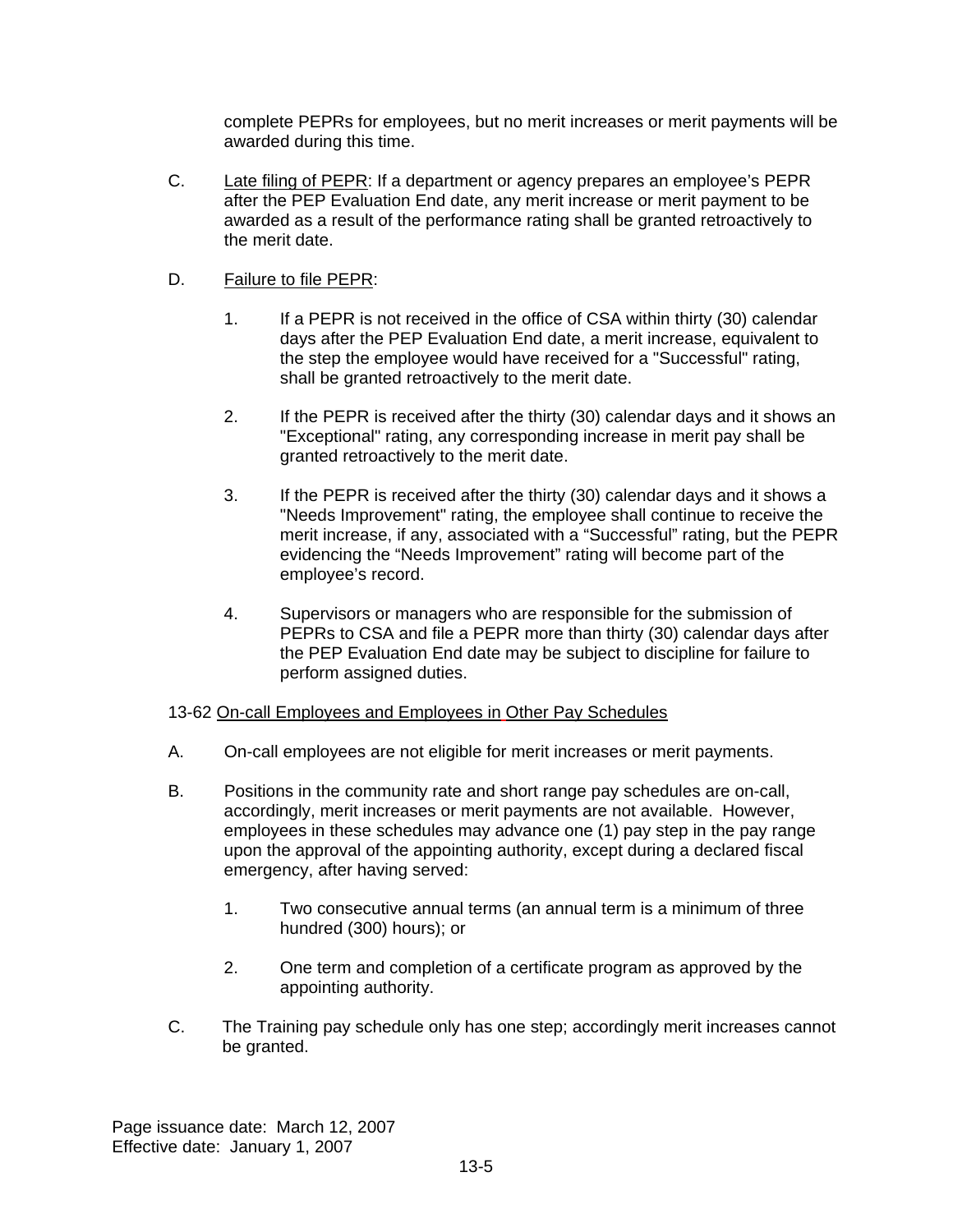complete PEPRs for employees, but no merit increases or merit payments will be awarded during this time.

C. Late filing of PEPR: If a department or agency prepares an employee's PEPR after the PEP Evaluation End date, any merit increase or merit payment to be awarded as a result of the performance rating shall be granted retroactively to the merit date.

D. Failure to file PEPR:

1. If a PEPR is not received in the office of CSA within thirty (30) calendar days after the PEP Evaluation End date, a merit increase, equivalent to the step the employee would have received for a "Successful" rating, shall be granted retroactively to the merit date.

2. If the PEPR is received after the thirty (30) calendar days and it shows an "Exceptional" rating, any corresponding increase in merit pay shall be granted retroactively to the merit date.

3. If the PEPR is received after the thirty (30) calendar days and it shows a "Needs Improvement" rating, the employee shall continue to receive the merit increase, if any, associated with a "Successful" rating, but the PEPR evidencing the "Needs Improvement" rating will become part of the employee's record.

4. Supervisors or managers who are responsible for the submission of PEPRs to CSA and file a PEPR more than thirty (30) calendar days after the PEP Evaluation End date may be subject to discipline for failure to perform assigned duties.

13-62 On-call Employees and Employees in Other Pay Schedules

A. On-call employees are not eligible for merit increases or merit payments.

B. Positions in the community rate and short range pay schedules are on-call, accordingly, merit increases or merit payments are not available. However, employees in these schedules may advance one (1) pay step in the pay range upon the approval of the appointing authority, except during a declared fiscal emergency, after having served:

1. Two consecutive annual terms (an annual term is a minimum of three hundred (300) hours); or

2. One term and completion of a certificate program as approved by the appointing authority.

C. The Training pay schedule only has one step; accordingly merit increases cannot be granted.

Page issuance date: March 12, 2007
Effective date: January 1, 2007